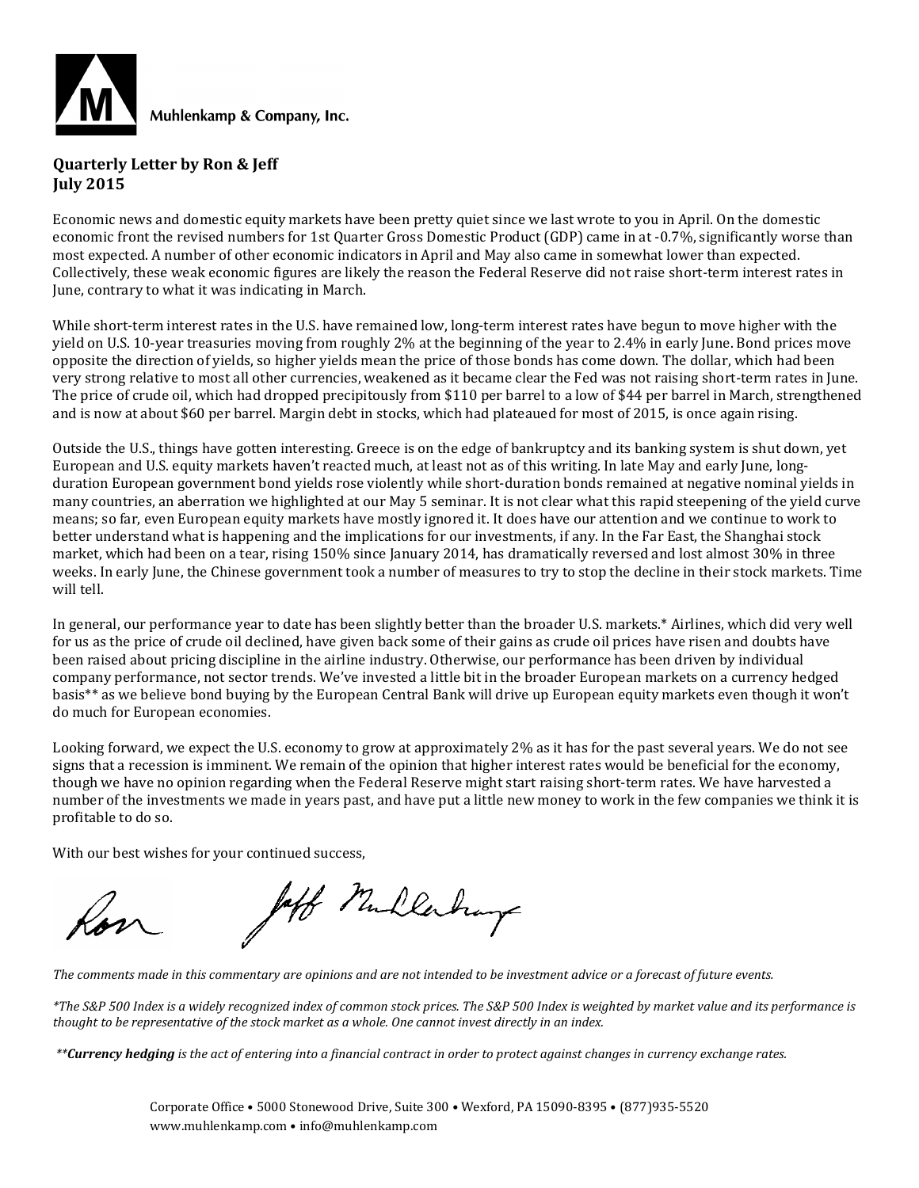Muhlenkamp & Company, Inc.

**Quarterly Letter by Ron & Jeff**
**July 2015**

Economic news and domestic equity markets have been pretty quiet since we last wrote to you in April. On the domestic economic front the revised numbers for 1st Quarter Gross Domestic Product (GDP) came in at -0.7%, significantly worse than most expected. A number of other economic indicators in April and May also came in somewhat lower than expected. Collectively, these weak economic figures are likely the reason the Federal Reserve did not raise short-term interest rates in June, contrary to what it was indicating in March.

While short-term interest rates in the U.S. have remained low, long-term interest rates have begun to move higher with the yield on U.S. 10-year treasuries moving from roughly 2% at the beginning of the year to 2.4% in early June. Bond prices move opposite the direction of yields, so higher yields mean the price of those bonds has come down. The dollar, which had been very strong relative to most all other currencies, weakened as it became clear the Fed was not raising short-term rates in June. The price of crude oil, which had dropped precipitously from $110 per barrel to a low of $44 per barrel in March, strengthened and is now at about $60 per barrel. Margin debt in stocks, which had plateaued for most of 2015, is once again rising.

Outside the U.S., things have gotten interesting. Greece is on the edge of bankruptcy and its banking system is shut down, yet European and U.S. equity markets haven't reacted much, at least not as of this writing. In late May and early June, long-duration European government bond yields rose violently while short-duration bonds remained at negative nominal yields in many countries, an aberration we highlighted at our May 5 seminar. It is not clear what this rapid steepening of the yield curve means; so far, even European equity markets have mostly ignored it. It does have our attention and we continue to work to better understand what is happening and the implications for our investments, if any. In the Far East, the Shanghai stock market, which had been on a tear, rising 150% since January 2014, has dramatically reversed and lost almost 30% in three weeks. In early June, the Chinese government took a number of measures to try to stop the decline in their stock markets. Time will tell.

In general, our performance year to date has been slightly better than the broader U.S. markets.* Airlines, which did very well for us as the price of crude oil declined, have given back some of their gains as crude oil prices have risen and doubts have been raised about pricing discipline in the airline industry. Otherwise, our performance has been driven by individual company performance, not sector trends. We've invested a little bit in the broader European markets on a currency hedged basis** as we believe bond buying by the European Central Bank will drive up European equity markets even though it won't do much for European economies.

Looking forward, we expect the U.S. economy to grow at approximately 2% as it has for the past several years. We do not see signs that a recession is imminent. We remain of the opinion that higher interest rates would be beneficial for the economy, though we have no opinion regarding when the Federal Reserve might start raising short-term rates. We have harvested a number of the investments we made in years past, and have put a little new money to work in the few companies we think it is profitable to do so.

With our best wishes for your continued success,

Ron Jeff Muhlenkamp

*The comments made in this commentary are opinions and are not intended to be investment advice or a forecast of future events.*

*\*The S&P 500 Index is a widely recognized index of common stock prices. The S&P 500 Index is weighted by market value and its performance is thought to be representative of the stock market as a whole. One cannot invest directly in an index.*

*\*\****Currency hedging*** *is the act of entering into a financial contract in order to protect against changes in currency exchange rates.*

Corporate Office • 5000 Stonewood Drive, Suite 300 • Wexford, PA 15090-8395 • (877)935-5520
www.muhlenkamp.com • info@muhlenkamp.com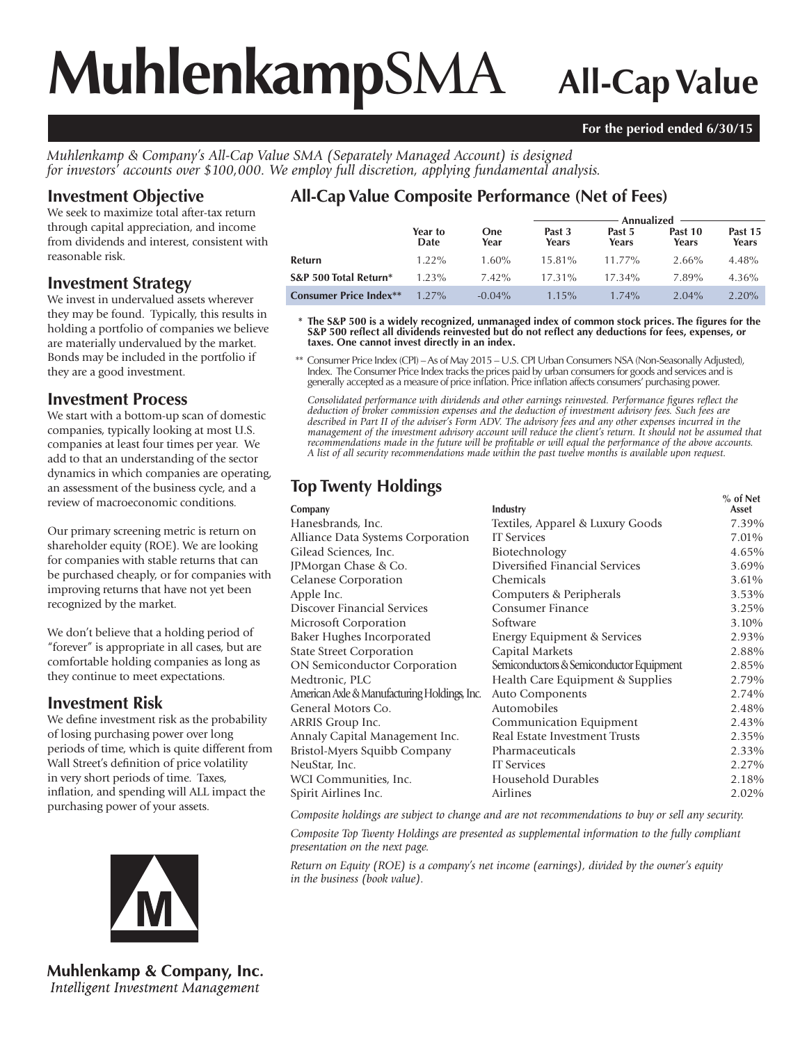# MuhlenkampSMA All-Cap Value

**For the period ended 6/30/15**

*Muhlenkamp & Company's All-Cap Value SMA (Separately Managed Account) is designed for investors' accounts over $100,000. We employ full discretion, applying fundamental analysis.*

## Investment Objective

We seek to maximize total after-tax return through capital appreciation, and income from dividends and interest, consistent with reasonable risk.

## Investment Strategy

We invest in undervalued assets wherever they may be found. Typically, this results in holding a portfolio of companies we believe are materially undervalued by the market. Bonds may be included in the portfolio if they are a good investment.

## Investment Process

We start with a bottom-up scan of domestic companies, typically looking at most U.S. companies at least four times per year. We add to that an understanding of the sector dynamics in which companies are operating, an assessment of the business cycle, and a review of macroeconomic conditions.

Our primary screening metric is return on shareholder equity (ROE). We are looking for companies with stable returns that can be purchased cheaply, or for companies with improving returns that have not yet been recognized by the market.

We don't believe that a holding period of "forever" is appropriate in all cases, but are comfortable holding companies as long as they continue to meet expectations.

## Investment Risk

We define investment risk as the probability of losing purchasing power over long periods of time, which is quite different from Wall Street's definition of price volatility in very short periods of time. Taxes, inflation, and spending will ALL impact the purchasing power of your assets.

## All-Cap Value Composite Performance (Net of Fees)

| | Year to Date | One Year | Annualized Past 3 Years | Past 5 Years | Past 10 Years | Past 15 Years |
|---|---|---|---|---|---|---|
| **Return** | 1.22% | 1.60% | 15.81% | 11.77% | 2.66% | 4.48% |
| **S&P 500 Total Return*** | 1.23% | 7.42% | 17.31% | 17.34% | 7.89% | 4.36% |
| **Consumer Price Index**** | 1.27% | -0.04% | 1.15% | 1.74% | 2.04% | 2.20% |

\* **The S&P 500 is a widely recognized, unmanaged index of common stock prices. The figures for the S&P 500 reflect all dividends reinvested but do not reflect any deductions for fees, expenses, or taxes. One cannot invest directly in an index.**

** Consumer Price Index (CPI) – As of May 2015 – U.S. CPI Urban Consumers NSA (Non-Seasonally Adjusted), Index. The Consumer Price Index tracks the prices paid by urban consumers for goods and services and is generally accepted as a measure of price inflation. Price inflation affects consumers' purchasing power.

*Consolidated performance with dividends and other earnings reinvested. Performance figures reflect the deduction of broker commission expenses and the deduction of investment advisory fees. Such fees are described in Part II of the adviser's Form ADV. The advisory fees and any other expenses incurred in the management of the investment advisory account will reduce the client's return. It should not be assumed that recommendations made in the future will be profitable or will equal the performance of the above accounts. A list of all security recommendations made within the past twelve months is available upon request.*

## Top Twenty Holdings

| Company | Industry | % of Net Asset |
|---|---|---|
| Hanesbrands, Inc. | Textiles, Apparel & Luxury Goods | 7.39% |
| Alliance Data Systems Corporation | IT Services | 7.01% |
| Gilead Sciences, Inc. | Biotechnology | 4.65% |
| JPMorgan Chase & Co. | Diversified Financial Services | 3.69% |
| Celanese Corporation | Chemicals | 3.61% |
| Apple Inc. | Computers & Peripherals | 3.53% |
| Discover Financial Services | Consumer Finance | 3.25% |
| Microsoft Corporation | Software | 3.10% |
| Baker Hughes Incorporated | Energy Equipment & Services | 2.93% |
| State Street Corporation | Capital Markets | 2.88% |
| ON Semiconductor Corporation | Semiconductors & Semiconductor Equipment | 2.85% |
| Medtronic, PLC | Health Care Equipment & Supplies | 2.79% |
| American Axle & Manufacturing Holdings, Inc. | Auto Components | 2.74% |
| General Motors Co. | Automobiles | 2.48% |
| ARRIS Group Inc. | Communication Equipment | 2.43% |
| Annaly Capital Management Inc. | Real Estate Investment Trusts | 2.35% |
| Bristol-Myers Squibb Company | Pharmaceuticals | 2.33% |
| NeuStar, Inc. | IT Services | 2.27% |
| WCI Communities, Inc. | Household Durables | 2.18% |
| Spirit Airlines Inc. | Airlines | 2.02% |

*Composite holdings are subject to change and are not recommendations to buy or sell any security.*

*Composite Top Twenty Holdings are presented as supplemental information to the fully compliant presentation on the next page.*

*Return on Equity (ROE) is a company's net income (earnings), divided by the owner's equity in the business (book value).*

**Muhlenkamp & Company, Inc.**
*Intelligent Investment Management*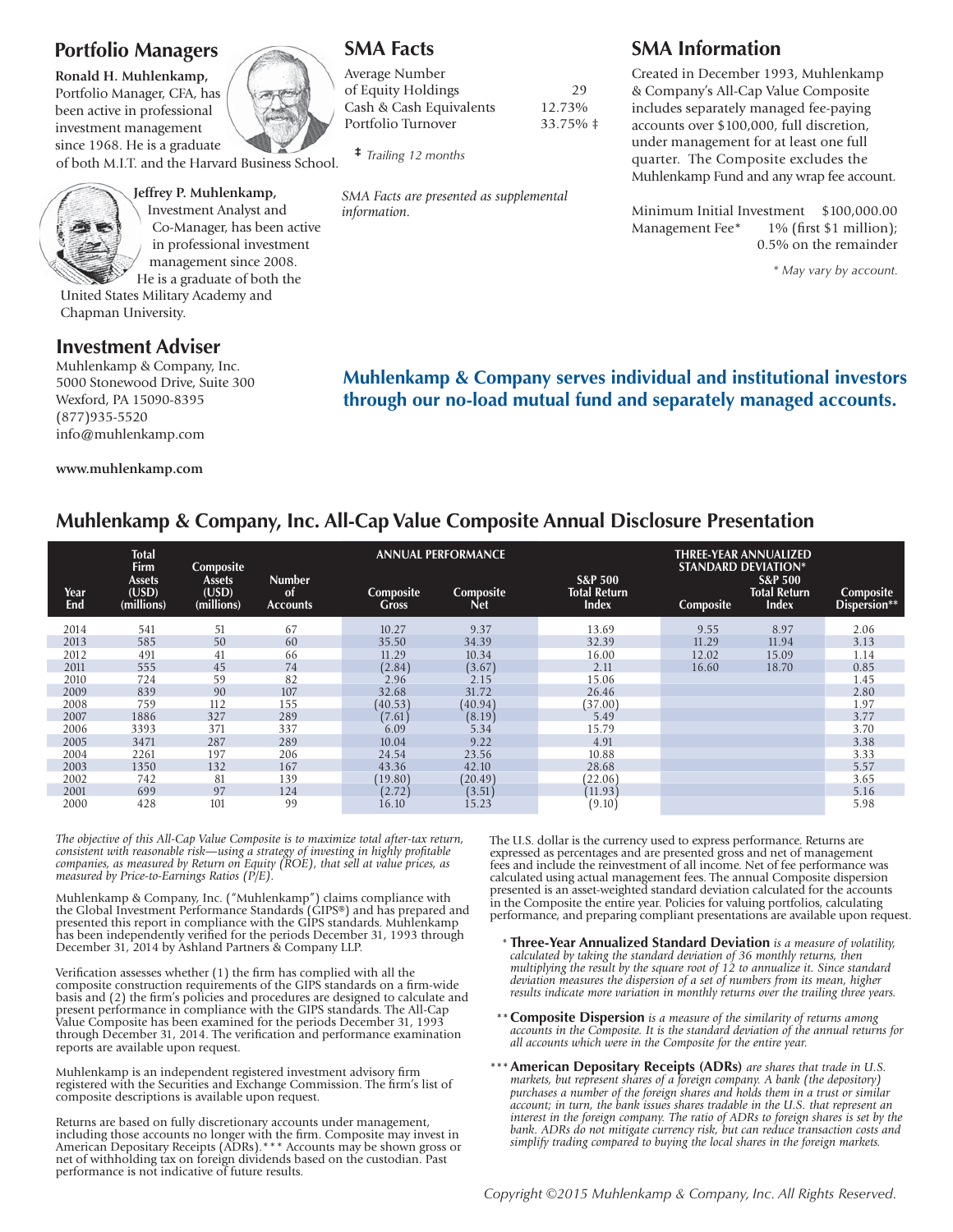## Portfolio Managers

**Ronald H. Muhlenkamp,** Portfolio Manager, CFA, has been active in professional investment management since 1968. He is a graduate of both M.I.T. and the Harvard Business School.

**Jeffrey P. Muhlenkamp,** Investment Analyst and Co-Manager, has been active in professional investment management since 2008. He is a graduate of both the United States Military Academy and Chapman University.

## SMA Facts

| | |
|---|---|
| Average Number of Equity Holdings | 29 |
| Cash & Cash Equivalents | 12.73% |
| Portfolio Turnover | 33.75% ‡ |

‡ *Trailing 12 months*

*SMA Facts are presented as supplemental information.*

## SMA Information

Created in December 1993, Muhlenkamp & Company's All-Cap Value Composite includes separately managed fee-paying accounts over $100,000, full discretion, under management for at least one full quarter. The Composite excludes the Muhlenkamp Fund and any wrap fee account.

Minimum Initial Investment $100,000.00
Management Fee* 1% (first $1 million); 0.5% on the remainder

*\* May vary by account.*

## Investment Adviser

Muhlenkamp & Company, Inc.
5000 Stonewood Drive, Suite 300
Wexford, PA 15090-8395
(877)935-5520
info@muhlenkamp.com

**www.muhlenkamp.com**

**Muhlenkamp & Company serves individual and institutional investors through our no-load mutual fund and separately managed accounts.**

## Muhlenkamp & Company, Inc. All-Cap Value Composite Annual Disclosure Presentation

| | | | | ANNUAL PERFORMANCE | | | THREE-YEAR ANNUALIZED STANDARD DEVIATION* | | |
|---|---|---|---|---|---|---|---|---|---|
| Year End | Total Firm Assets (USD) (millions) | Composite Assets (USD) (millions) | Number of Accounts | Composite Gross | Composite Net | S&P 500 Total Return Index | Composite | S&P 500 Total Return Index | Composite Dispersion** |
| 2014 | 541 | 51 | 67 | 10.27 | 9.37 | 13.69 | 9.55 | 8.97 | 2.06 |
| 2013 | 585 | 50 | 60 | 35.50 | 34.39 | 32.39 | 11.29 | 11.94 | 3.13 |
| 2012 | 491 | 41 | 66 | 11.29 | 10.34 | 16.00 | 12.02 | 15.09 | 1.14 |
| 2011 | 555 | 45 | 74 | (2.84) | (3.67) | 2.11 | 16.60 | 18.70 | 0.85 |
| 2010 | 724 | 59 | 82 | 2.96 | 2.15 | 15.06 | | | 1.45 |
| 2009 | 839 | 90 | 107 | 32.68 | 31.72 | 26.46 | | | 2.80 |
| 2008 | 759 | 112 | 155 | (40.53) | (40.94) | (37.00) | | | 1.97 |
| 2007 | 1886 | 327 | 289 | (7.61) | (8.19) | 5.49 | | | 3.77 |
| 2006 | 3393 | 371 | 337 | 6.09 | 5.34 | 15.79 | | | 3.70 |
| 2005 | 3471 | 287 | 289 | 10.04 | 9.22 | 4.91 | | | 3.38 |
| 2004 | 2261 | 197 | 206 | 24.54 | 23.56 | 10.88 | | | 3.33 |
| 2003 | 1350 | 132 | 167 | 43.36 | 42.10 | 28.68 | | | 5.57 |
| 2002 | 742 | 81 | 139 | (19.80) | (20.49) | (22.06) | | | 3.65 |
| 2001 | 699 | 97 | 124 | (2.72) | (3.51) | (11.93) | | | 5.16 |
| 2000 | 428 | 101 | 99 | 16.10 | 15.23 | (9.10) | | | 5.98 |

*The objective of this All-Cap Value Composite is to maximize total after-tax return, consistent with reasonable risk—using a strategy of investing in highly profitable companies, as measured by Return on Equity (ROE), that sell at value prices, as measured by Price-to-Earnings Ratios (P/E).*

Muhlenkamp & Company, Inc. ("Muhlenkamp") claims compliance with the Global Investment Performance Standards (GIPS®) and has prepared and presented this report in compliance with the GIPS standards. Muhlenkamp has been independently verified for the periods December 31, 1993 through December 31, 2014 by Ashland Partners & Company LLP.

Verification assesses whether (1) the firm has complied with all the composite construction requirements of the GIPS standards on a firm-wide basis and (2) the firm's policies and procedures are designed to calculate and present performance in compliance with the GIPS standards. The All-Cap Value Composite has been examined for the periods December 31, 1993 through December 31, 2014. The verification and performance examination reports are available upon request.

Muhlenkamp is an independent registered investment advisory firm registered with the Securities and Exchange Commission. The firm's list of composite descriptions is available upon request.

Returns are based on fully discretionary accounts under management, including those accounts no longer with the firm. Composite may invest in American Depositary Receipts (ADRs).*** Accounts may be shown gross or net of withholding tax on foreign dividends based on the custodian. Past performance is not indicative of future results.

The U.S. dollar is the currency used to express performance. Returns are expressed as percentages and are presented gross and net of management fees and include the reinvestment of all income. Net of fee performance was calculated using actual management fees. The annual Composite dispersion presented is an asset-weighted standard deviation calculated for the accounts in the Composite the entire year. Policies for valuing portfolios, calculating performance, and preparing compliant presentations are available upon request.

\* **Three-Year Annualized Standard Deviation** *is a measure of volatility, calculated by taking the standard deviation of 36 monthly returns, then multiplying the result by the square root of 12 to annualize it. Since standard deviation measures the dispersion of a set of numbers from its mean, higher results indicate more variation in monthly returns over the trailing three years.*

\*\* **Composite Dispersion** *is a measure of the similarity of returns among accounts in the Composite. It is the standard deviation of the annual returns for all accounts which were in the Composite for the entire year.*

\*\*\* **American Depositary Receipts (ADRs)** *are shares that trade in U.S. markets, but represent shares of a foreign company. A bank (the depository) purchases a number of the foreign shares and holds them in a trust or similar account; in turn, the bank issues shares tradable in the U.S. that represent an interest in the foreign company. The ratio of ADRs to foreign shares is set by the bank. ADRs do not mitigate currency risk, but can reduce transaction costs and simplify trading compared to buying the local shares in the foreign markets.*

*Copyright ©2015 Muhlenkamp & Company, Inc. All Rights Reserved.*